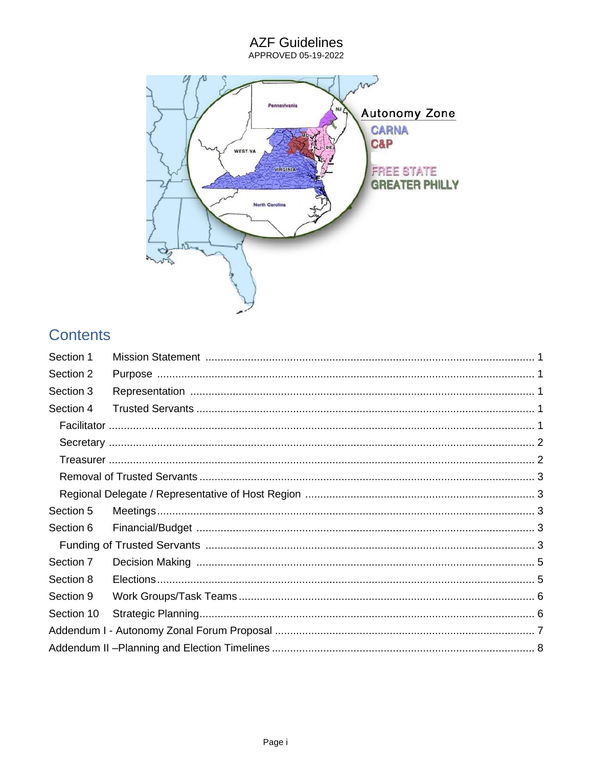# AZF Guidelines

APPROVED 05-19-2022

## Contents

- Section 1 Mission Statement ... 1
- Section 2 Purpose ... 1
- Section 3 Representation ... 1
- Section 4 Trusted Servants ... 1
  - Facilitator ... 1
  - Secretary ... 2
  - Treasurer ... 2
  - Removal of Trusted Servants ... 3
  - Regional Delegate / Representative of Host Region ... 3
- Section 5 Meetings ... 3
- Section 6 Financial/Budget ... 3
  - Funding of Trusted Servants ... 3
- Section 7 Decision Making ... 5
- Section 8 Elections ... 5
- Section 9 Work Groups/Task Teams ... 6
- Section 10 Strategic Planning ... 6
- Addendum I - Autonomy Zonal Forum Proposal ... 7
- Addendum II –Planning and Election Timelines ... 8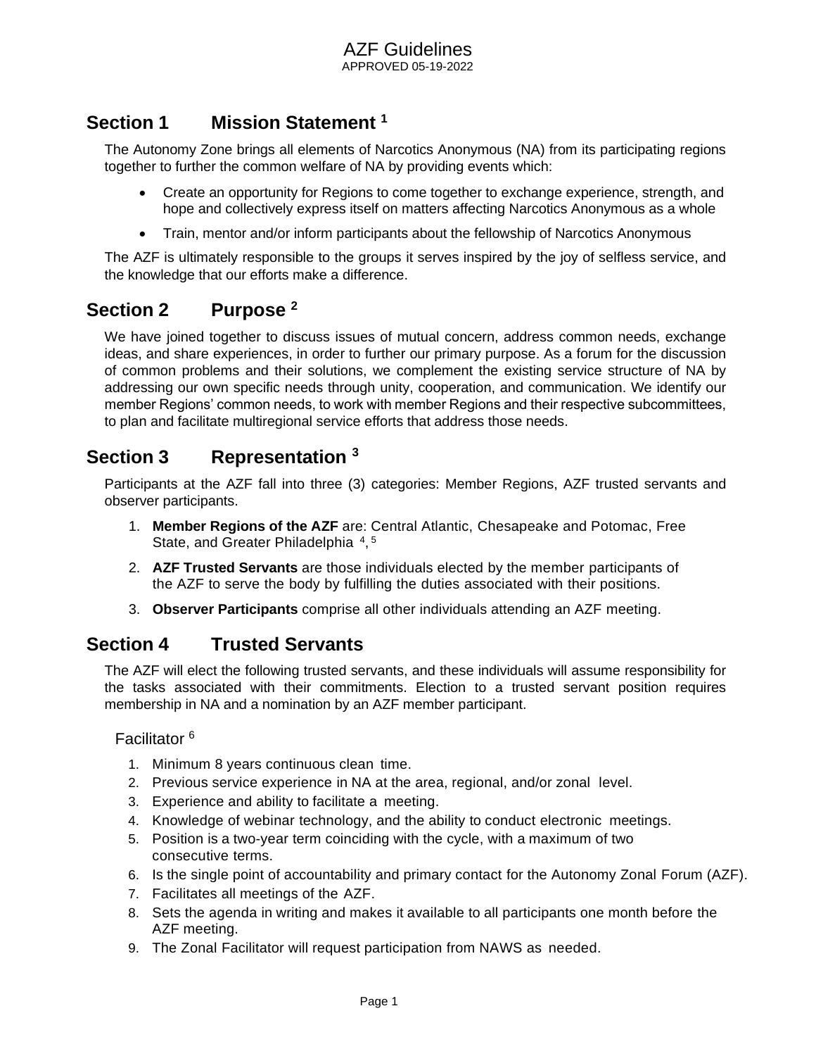# AZF Guidelines

APPROVED 05-19-2022

## Section 1 Mission Statement [1]

The Autonomy Zone brings all elements of Narcotics Anonymous (NA) from its participating regions together to further the common welfare of NA by providing events which:

- Create an opportunity for Regions to come together to exchange experience, strength, and hope and collectively express itself on matters affecting Narcotics Anonymous as a whole
- Train, mentor and/or inform participants about the fellowship of Narcotics Anonymous

The AZF is ultimately responsible to the groups it serves inspired by the joy of selfless service, and the knowledge that our efforts make a difference.

## Section 2 Purpose [2]

We have joined together to discuss issues of mutual concern, address common needs, exchange ideas, and share experiences, in order to further our primary purpose. As a forum for the discussion of common problems and their solutions, we complement the existing service structure of NA by addressing our own specific needs through unity, cooperation, and communication. We identify our member Regions' common needs, to work with member Regions and their respective subcommittees, to plan and facilitate multiregional service efforts that address those needs.

## Section 3 Representation [3]

Participants at the AZF fall into three (3) categories: Member Regions, AZF trusted servants and observer participants.

1. **Member Regions of the AZF** are: Central Atlantic, Chesapeake and Potomac, Free State, and Greater Philadelphia [4, 5]
2. **AZF Trusted Servants** are those individuals elected by the member participants of the AZF to serve the body by fulfilling the duties associated with their positions.
3. **Observer Participants** comprise all other individuals attending an AZF meeting.

## Section 4 Trusted Servants

The AZF will elect the following trusted servants, and these individuals will assume responsibility for the tasks associated with their commitments. Election to a trusted servant position requires membership in NA and a nomination by an AZF member participant.

### Facilitator [6]

1. Minimum 8 years continuous clean time.
2. Previous service experience in NA at the area, regional, and/or zonal level.
3. Experience and ability to facilitate a meeting.
4. Knowledge of webinar technology, and the ability to conduct electronic meetings.
5. Position is a two-year term coinciding with the cycle, with a maximum of two consecutive terms.
6. Is the single point of accountability and primary contact for the Autonomy Zonal Forum (AZF).
7. Facilitates all meetings of the AZF.
8. Sets the agenda in writing and makes it available to all participants one month before the AZF meeting.
9. The Zonal Facilitator will request participation from NAWS as needed.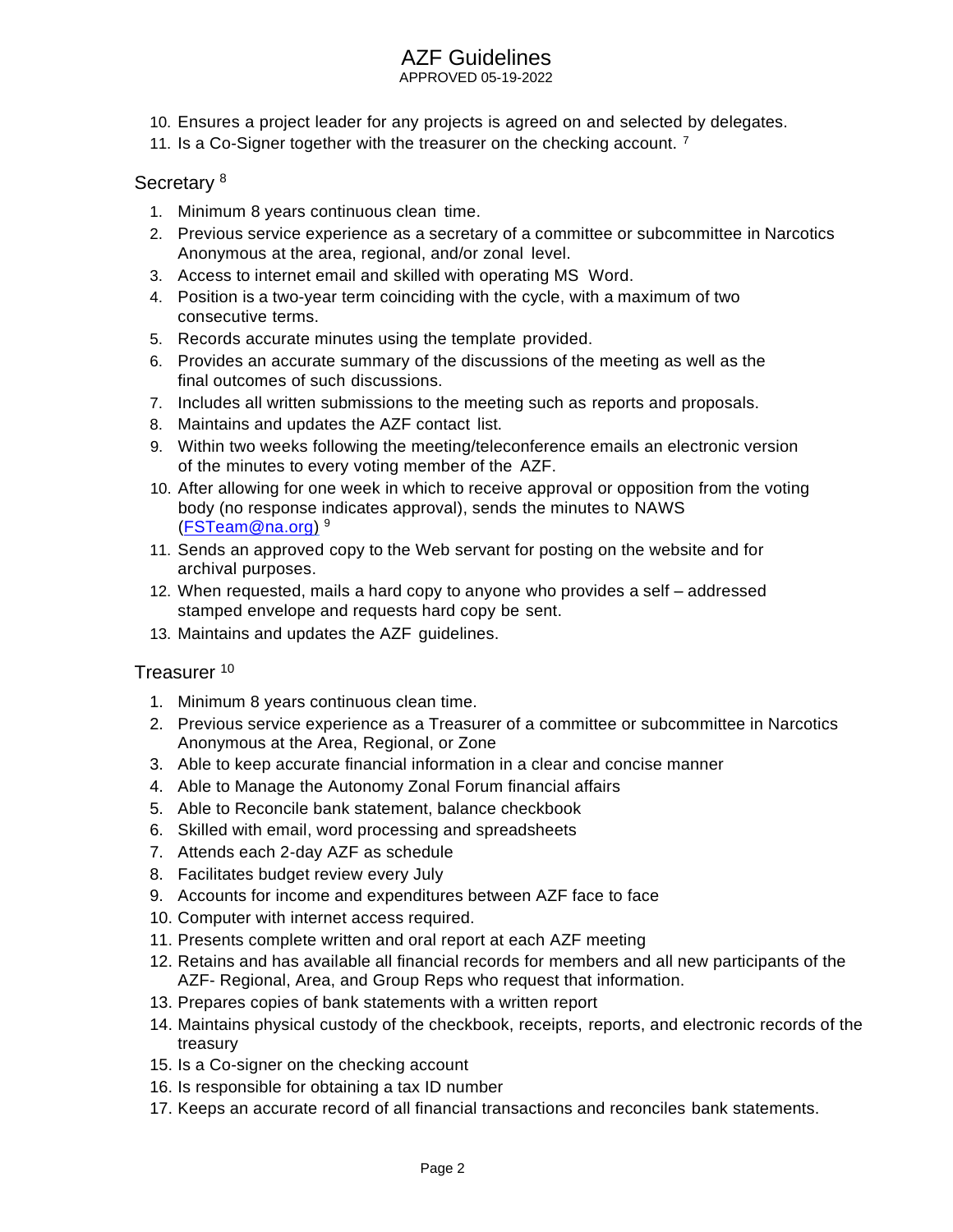10. Ensures a project leader for any projects is agreed on and selected by delegates.
11. Is a Co-Signer together with the treasurer on the checking account. [7]

## Secretary [8]

1. Minimum 8 years continuous clean time.
2. Previous service experience as a secretary of a committee or subcommittee in Narcotics Anonymous at the area, regional, and/or zonal level.
3. Access to internet email and skilled with operating MS Word.
4. Position is a two-year term coinciding with the cycle, with a maximum of two consecutive terms.
5. Records accurate minutes using the template provided.
6. Provides an accurate summary of the discussions of the meeting as well as the final outcomes of such discussions.
7. Includes all written submissions to the meeting such as reports and proposals.
8. Maintains and updates the AZF contact list.
9. Within two weeks following the meeting/teleconference emails an electronic version of the minutes to every voting member of the AZF.
10. After allowing for one week in which to receive approval or opposition from the voting body (no response indicates approval), sends the minutes to NAWS (FSTeam@na.org) [9]
11. Sends an approved copy to the Web servant for posting on the website and for archival purposes.
12. When requested, mails a hard copy to anyone who provides a self – addressed stamped envelope and requests hard copy be sent.
13. Maintains and updates the AZF guidelines.

## Treasurer [10]

1. Minimum 8 years continuous clean time.
2. Previous service experience as a Treasurer of a committee or subcommittee in Narcotics Anonymous at the Area, Regional, or Zone
3. Able to keep accurate financial information in a clear and concise manner
4. Able to Manage the Autonomy Zonal Forum financial affairs
5. Able to Reconcile bank statement, balance checkbook
6. Skilled with email, word processing and spreadsheets
7. Attends each 2-day AZF as schedule
8. Facilitates budget review every July
9. Accounts for income and expenditures between AZF face to face
10. Computer with internet access required.
11. Presents complete written and oral report at each AZF meeting
12. Retains and has available all financial records for members and all new participants of the AZF- Regional, Area, and Group Reps who request that information.
13. Prepares copies of bank statements with a written report
14. Maintains physical custody of the checkbook, receipts, reports, and electronic records of the treasury
15. Is a Co-signer on the checking account
16. Is responsible for obtaining a tax ID number
17. Keeps an accurate record of all financial transactions and reconciles bank statements.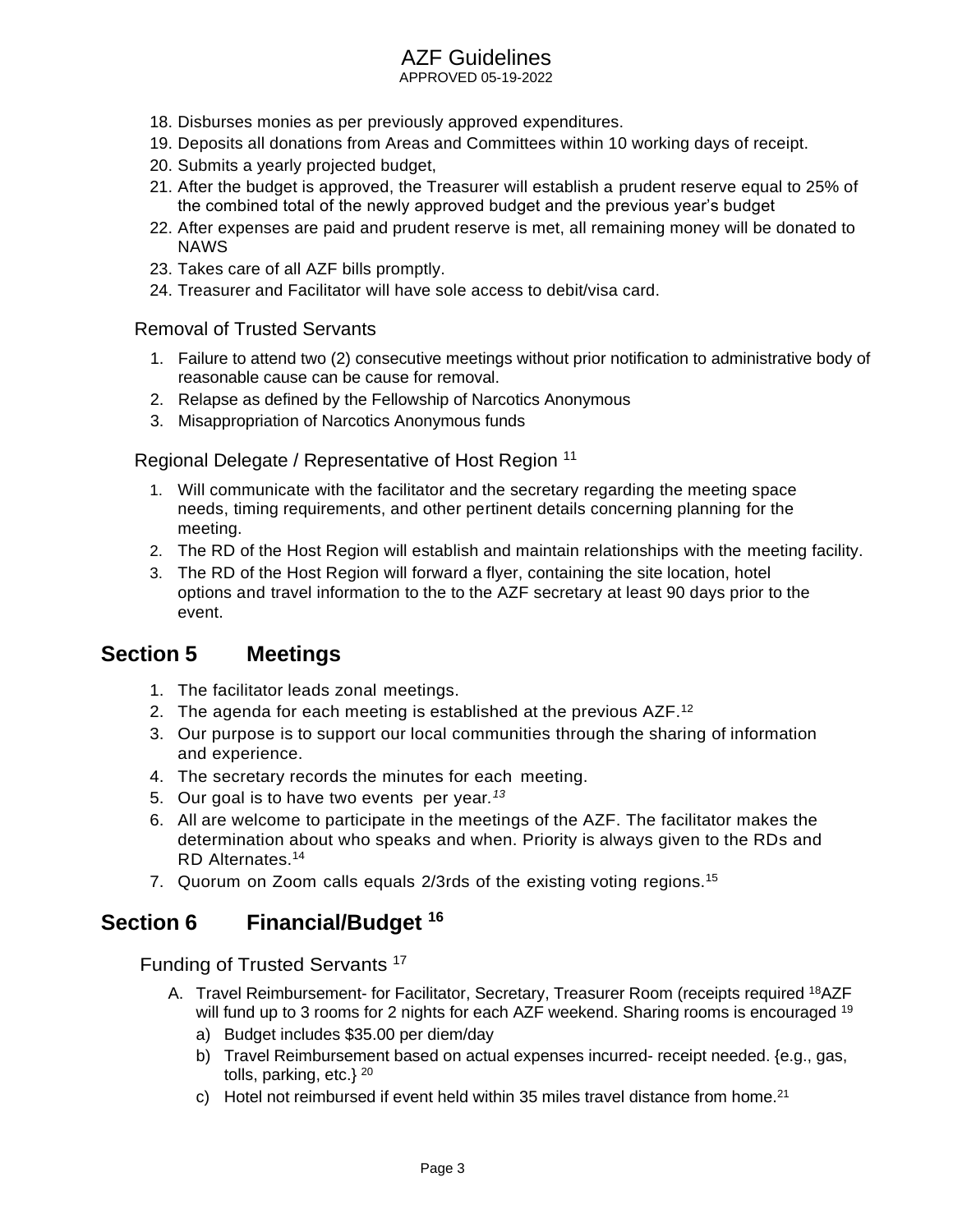18. Disburses monies as per previously approved expenditures.
19. Deposits all donations from Areas and Committees within 10 working days of receipt.
20. Submits a yearly projected budget,
21. After the budget is approved, the Treasurer will establish a prudent reserve equal to 25% of the combined total of the newly approved budget and the previous year's budget
22. After expenses are paid and prudent reserve is met, all remaining money will be donated to NAWS
23. Takes care of all AZF bills promptly.
24. Treasurer and Facilitator will have sole access to debit/visa card.

### Removal of Trusted Servants

1. Failure to attend two (2) consecutive meetings without prior notification to administrative body of reasonable cause can be cause for removal.
2. Relapse as defined by the Fellowship of Narcotics Anonymous
3. Misappropriation of Narcotics Anonymous funds

### Regional Delegate / Representative of Host Region [11]

1. Will communicate with the facilitator and the secretary regarding the meeting space needs, timing requirements, and other pertinent details concerning planning for the meeting.
2. The RD of the Host Region will establish and maintain relationships with the meeting facility.
3. The RD of the Host Region will forward a flyer, containing the site location, hotel options and travel information to the to the AZF secretary at least 90 days prior to the event.

## Section 5 Meetings

1. The facilitator leads zonal meetings.
2. The agenda for each meeting is established at the previous AZF.[12]
3. Our purpose is to support our local communities through the sharing of information and experience.
4. The secretary records the minutes for each meeting.
5. Our goal is to have two events per year.[13]
6. All are welcome to participate in the meetings of the AZF. The facilitator makes the determination about who speaks and when. Priority is always given to the RDs and RD Alternates.[14]
7. Quorum on Zoom calls equals 2/3rds of the existing voting regions.[15]

## Section 6 Financial/Budget [16]

### Funding of Trusted Servants [17]

A. Travel Reimbursement- for Facilitator, Secretary, Treasurer Room (receipts required [18]AZF will fund up to 3 rooms for 2 nights for each AZF weekend. Sharing rooms is encouraged [19]
   a) Budget includes $35.00 per diem/day
   b) Travel Reimbursement based on actual expenses incurred- receipt needed. {e.g., gas, tolls, parking, etc.} [20]
   c) Hotel not reimbursed if event held within 35 miles travel distance from home.[21]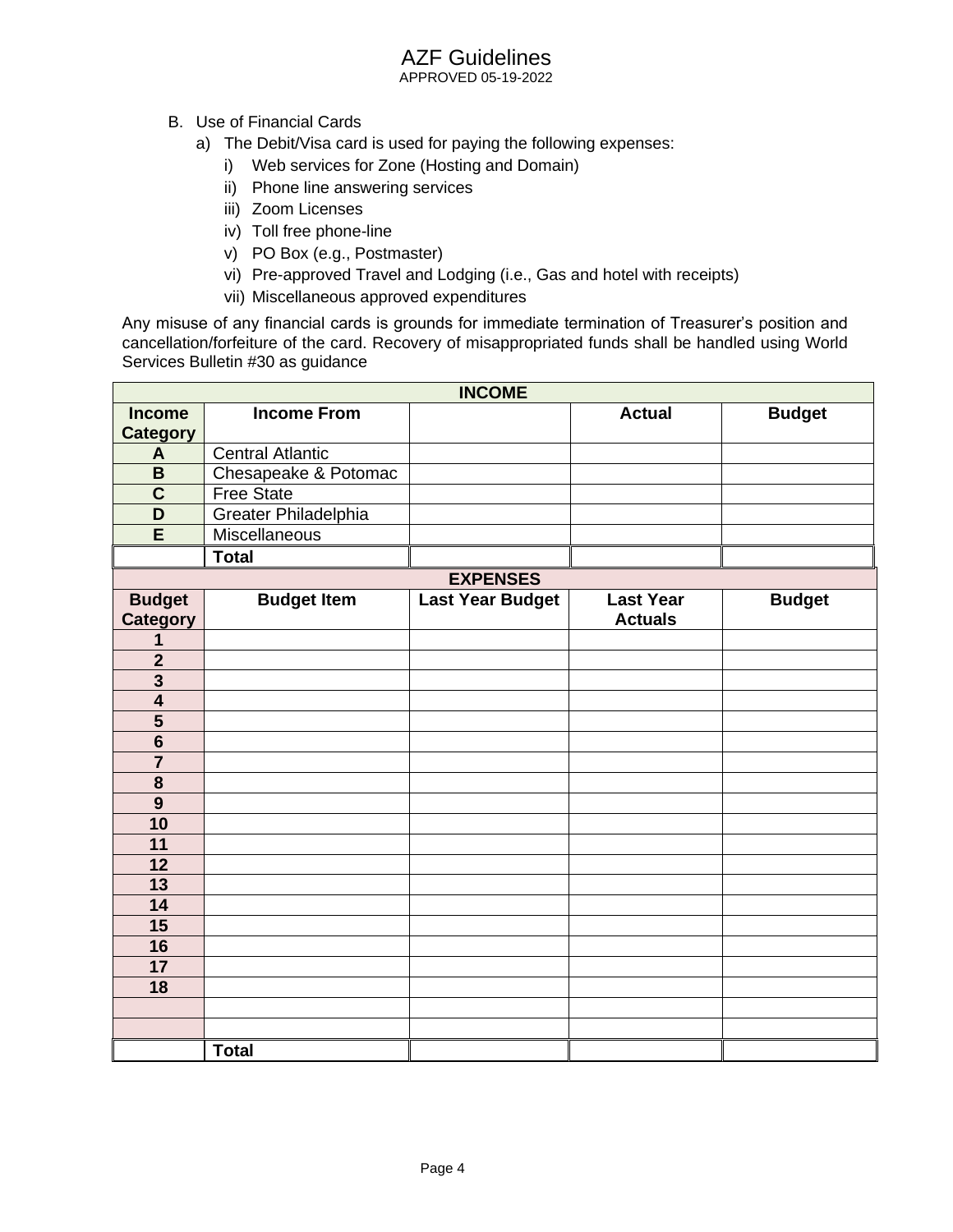B. Use of Financial Cards

a) The Debit/Visa card is used for paying the following expenses:

i) Web services for Zone (Hosting and Domain)

ii) Phone line answering services

iii) Zoom Licenses

iv) Toll free phone-line

v) PO Box (e.g., Postmaster)

vi) Pre-approved Travel and Lodging (i.e., Gas and hotel with receipts)

vii) Miscellaneous approved expenditures

Any misuse of any financial cards is grounds for immediate termination of Treasurer's position and cancellation/forfeiture of the card. Recovery of misappropriated funds shall be handled using World Services Bulletin #30 as guidance

| INCOME | | | | |
|---|---|---|---|---|
| **Income Category** | **Income From** | | **Actual** | **Budget** |
| **A** | Central Atlantic | | | |
| **B** | Chesapeake & Potomac | | | |
| **C** | Free State | | | |
| **D** | Greater Philadelphia | | | |
| **E** | Miscellaneous | | | |
| | **Total** | | | |

| EXPENSES | | | | |
|---|---|---|---|---|
| **Budget Category** | **Budget Item** | **Last Year Budget** | **Last Year Actuals** | **Budget** |
| **1** | | | | |
| **2** | | | | |
| **3** | | | | |
| **4** | | | | |
| **5** | | | | |
| **6** | | | | |
| **7** | | | | |
| **8** | | | | |
| **9** | | | | |
| **10** | | | | |
| **11** | | | | |
| **12** | | | | |
| **13** | | | | |
| **14** | | | | |
| **15** | | | | |
| **16** | | | | |
| **17** | | | | |
| **18** | | | | |
| | | | | |
| | | | | |
| | **Total** | | | |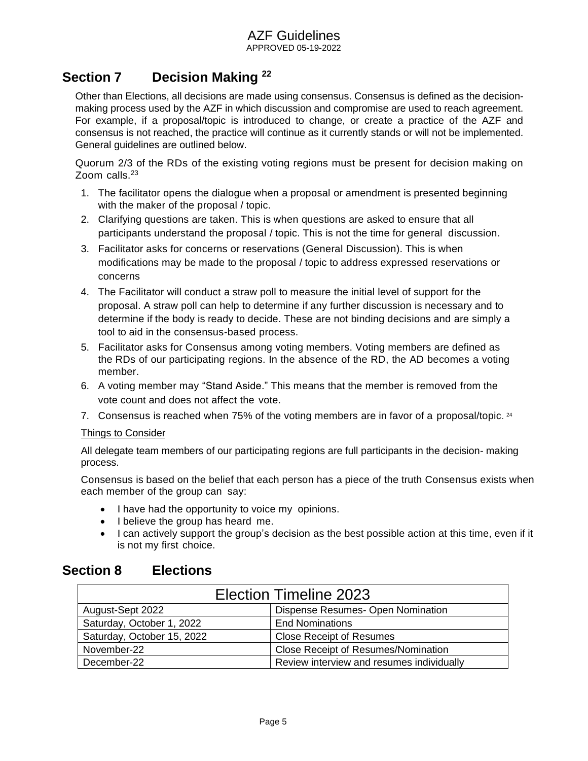## Section 7 Decision Making [22]

Other than Elections, all decisions are made using consensus. Consensus is defined as the decision-making process used by the AZF in which discussion and compromise are used to reach agreement. For example, if a proposal/topic is introduced to change, or create a practice of the AZF and consensus is not reached, the practice will continue as it currently stands or will not be implemented. General guidelines are outlined below.

Quorum 2/3 of the RDs of the existing voting regions must be present for decision making on Zoom calls.[23]

1. The facilitator opens the dialogue when a proposal or amendment is presented beginning with the maker of the proposal / topic.
2. Clarifying questions are taken. This is when questions are asked to ensure that all participants understand the proposal / topic. This is not the time for general discussion.
3. Facilitator asks for concerns or reservations (General Discussion). This is when modifications may be made to the proposal / topic to address expressed reservations or concerns
4. The Facilitator will conduct a straw poll to measure the initial level of support for the proposal. A straw poll can help to determine if any further discussion is necessary and to determine if the body is ready to decide. These are not binding decisions and are simply a tool to aid in the consensus-based process.
5. Facilitator asks for Consensus among voting members. Voting members are defined as the RDs of our participating regions. In the absence of the RD, the AD becomes a voting member.
6. A voting member may "Stand Aside." This means that the member is removed from the vote count and does not affect the vote.
7. Consensus is reached when 75% of the voting members are in favor of a proposal/topic. [24]

Things to Consider

All delegate team members of our participating regions are full participants in the decision- making process.

Consensus is based on the belief that each person has a piece of the truth Consensus exists when each member of the group can say:

- I have had the opportunity to voice my opinions.
- I believe the group has heard me.
- I can actively support the group's decision as the best possible action at this time, even if it is not my first choice.

## Section 8 Elections

| Election Timeline 2023 | |
|---|---|
| August-Sept 2022 | Dispense Resumes- Open Nomination |
| Saturday, October 1, 2022 | End Nominations |
| Saturday, October 15, 2022 | Close Receipt of Resumes |
| November-22 | Close Receipt of Resumes/Nomination |
| December-22 | Review interview and resumes individually |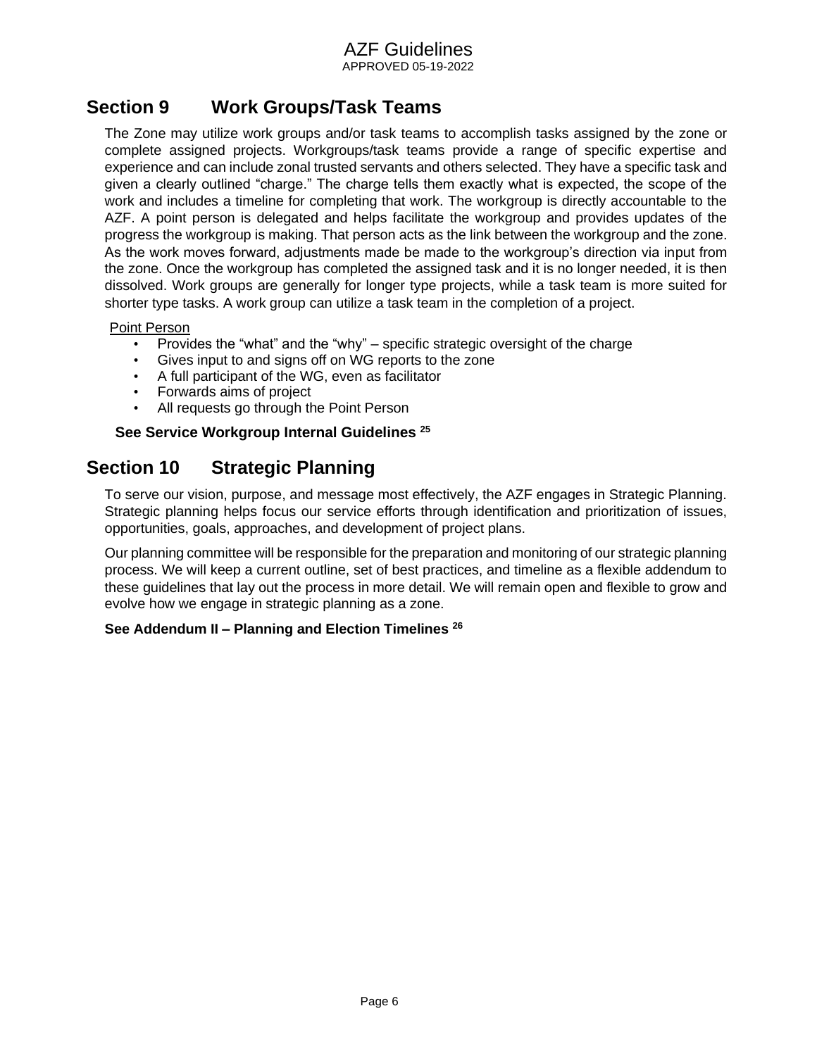## Section 9 Work Groups/Task Teams

The Zone may utilize work groups and/or task teams to accomplish tasks assigned by the zone or complete assigned projects. Workgroups/task teams provide a range of specific expertise and experience and can include zonal trusted servants and others selected. They have a specific task and given a clearly outlined "charge." The charge tells them exactly what is expected, the scope of the work and includes a timeline for completing that work. The workgroup is directly accountable to the AZF. A point person is delegated and helps facilitate the workgroup and provides updates of the progress the workgroup is making. That person acts as the link between the workgroup and the zone. As the work moves forward, adjustments made be made to the workgroup's direction via input from the zone. Once the workgroup has completed the assigned task and it is no longer needed, it is then dissolved. Work groups are generally for longer type projects, while a task team is more suited for shorter type tasks. A work group can utilize a task team in the completion of a project.

Point Person

- Provides the "what" and the "why" – specific strategic oversight of the charge
- Gives input to and signs off on WG reports to the zone
- A full participant of the WG, even as facilitator
- Forwards aims of project
- All requests go through the Point Person

**See Service Workgroup Internal Guidelines [25]**

## Section 10 Strategic Planning

To serve our vision, purpose, and message most effectively, the AZF engages in Strategic Planning. Strategic planning helps focus our service efforts through identification and prioritization of issues, opportunities, goals, approaches, and development of project plans.

Our planning committee will be responsible for the preparation and monitoring of our strategic planning process. We will keep a current outline, set of best practices, and timeline as a flexible addendum to these guidelines that lay out the process in more detail. We will remain open and flexible to grow and evolve how we engage in strategic planning as a zone.

**See Addendum II – Planning and Election Timelines [26]**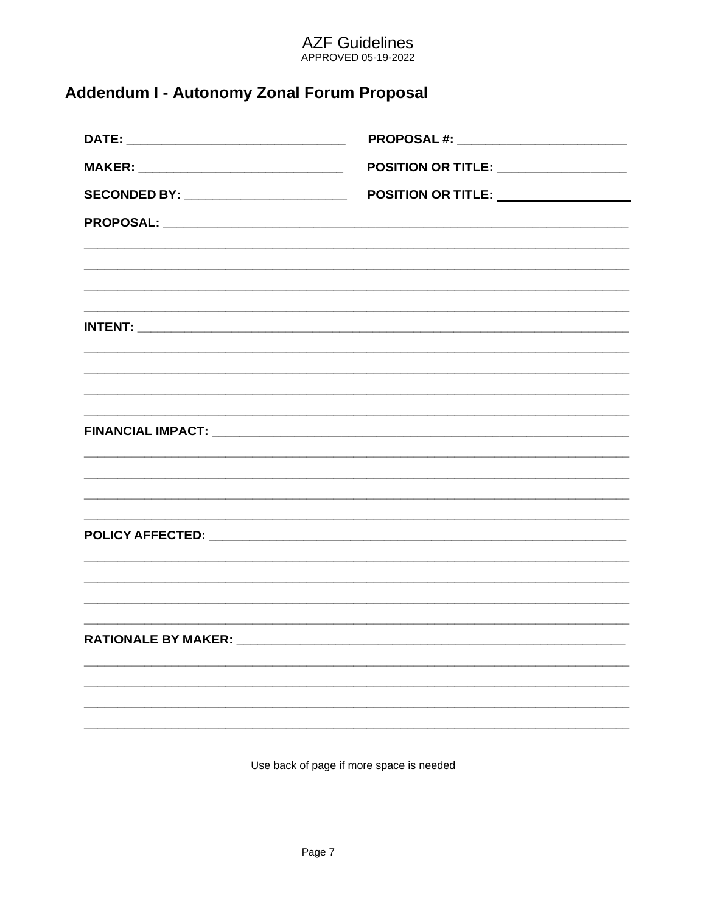AZF Guidelines
APPROVED 05-19-2022

## Addendum I - Autonomy Zonal Forum Proposal

**DATE:** _______________________________ **PROPOSAL #:** ________________________

**MAKER:** ______________________________ **POSITION OR TITLE:** __________________

**SECONDED BY:** ________________________ **POSITION OR TITLE:** __________________

**PROPOSAL:** ______________________________________________________________

___________________________________________________________________________

___________________________________________________________________________

___________________________________________________________________________

___________________________________________________________________________

**INTENT:** _________________________________________________________________

___________________________________________________________________________

___________________________________________________________________________

___________________________________________________________________________

___________________________________________________________________________

**FINANCIAL IMPACT:** _______________________________________________________

___________________________________________________________________________

___________________________________________________________________________

___________________________________________________________________________

___________________________________________________________________________

**POLICY AFFECTED:** ________________________________________________________

___________________________________________________________________________

___________________________________________________________________________

___________________________________________________________________________

___________________________________________________________________________

**RATIONALE BY MAKER:** _____________________________________________________

___________________________________________________________________________

___________________________________________________________________________

___________________________________________________________________________

___________________________________________________________________________

Use back of page if more space is needed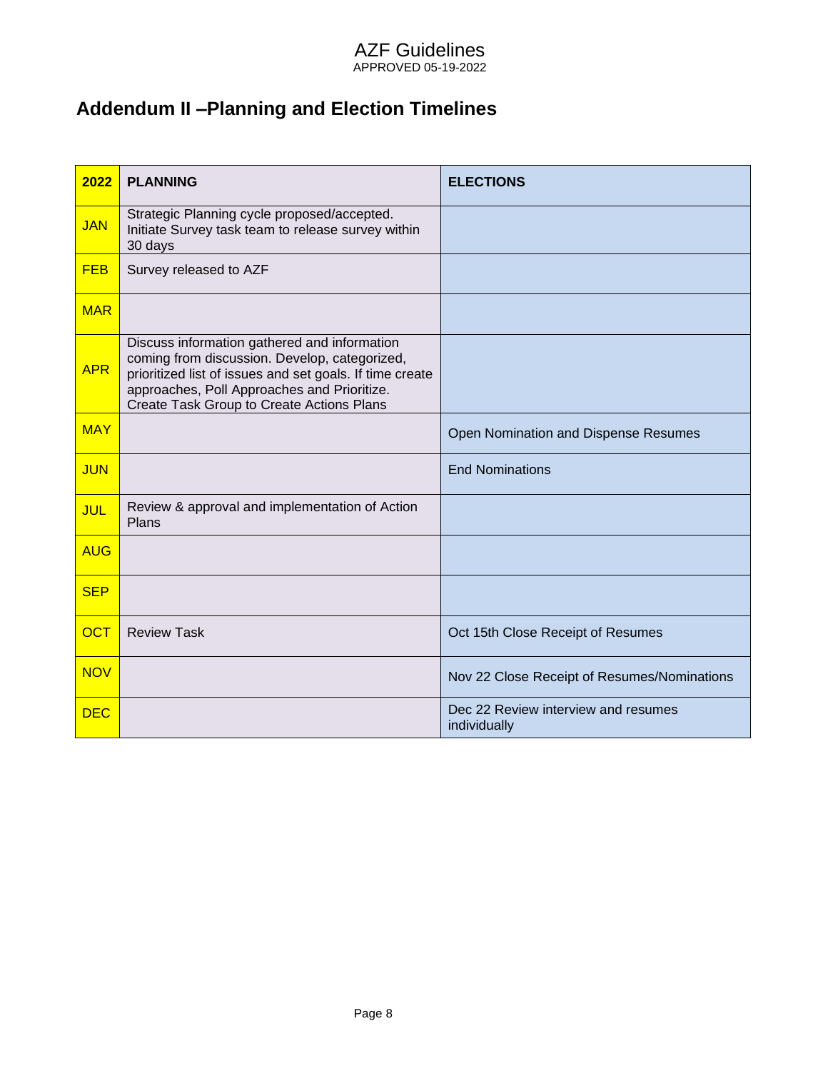## Addendum II –Planning and Election Timelines

| 2022 | PLANNING | ELECTIONS |
|---|---|---|
| JAN | Strategic Planning cycle proposed/accepted. Initiate Survey task team to release survey within 30 days | |
| FEB | Survey released to AZF | |
| MAR | | |
| APR | Discuss information gathered and information coming from discussion. Develop, categorized, prioritized list of issues and set goals. If time create approaches, Poll Approaches and Prioritize. Create Task Group to Create Actions Plans | |
| MAY | | Open Nomination and Dispense Resumes |
| JUN | | End Nominations |
| JUL | Review & approval and implementation of Action Plans | |
| AUG | | |
| SEP | | |
| OCT | Review Task | Oct 15th Close Receipt of Resumes |
| NOV | | Nov 22 Close Receipt of Resumes/Nominations |
| DEC | | Dec 22 Review interview and resumes individually |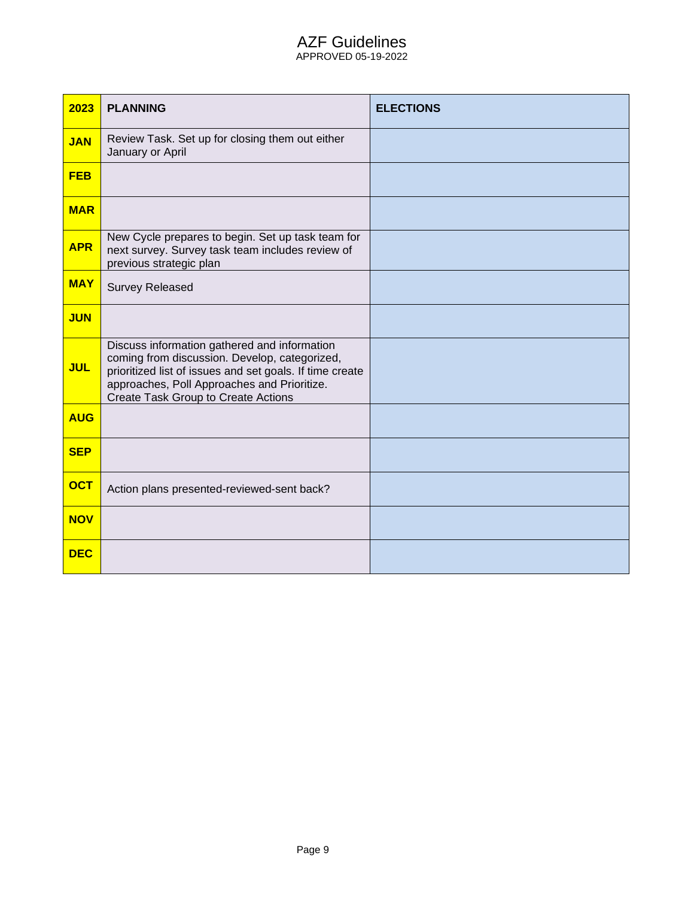# AZF Guidelines

APPROVED 05-19-2022

| 2023 | PLANNING | ELECTIONS |
|---|---|---|
| JAN | Review Task. Set up for closing them out either January or April | |
| FEB | | |
| MAR | | |
| APR | New Cycle prepares to begin. Set up task team for next survey. Survey task team includes review of previous strategic plan | |
| MAY | Survey Released | |
| JUN | | |
| JUL | Discuss information gathered and information coming from discussion. Develop, categorized, prioritized list of issues and set goals. If time create approaches, Poll Approaches and Prioritize. Create Task Group to Create Actions | |
| AUG | | |
| SEP | | |
| OCT | Action plans presented-reviewed-sent back? | |
| NOV | | |
| DEC | | |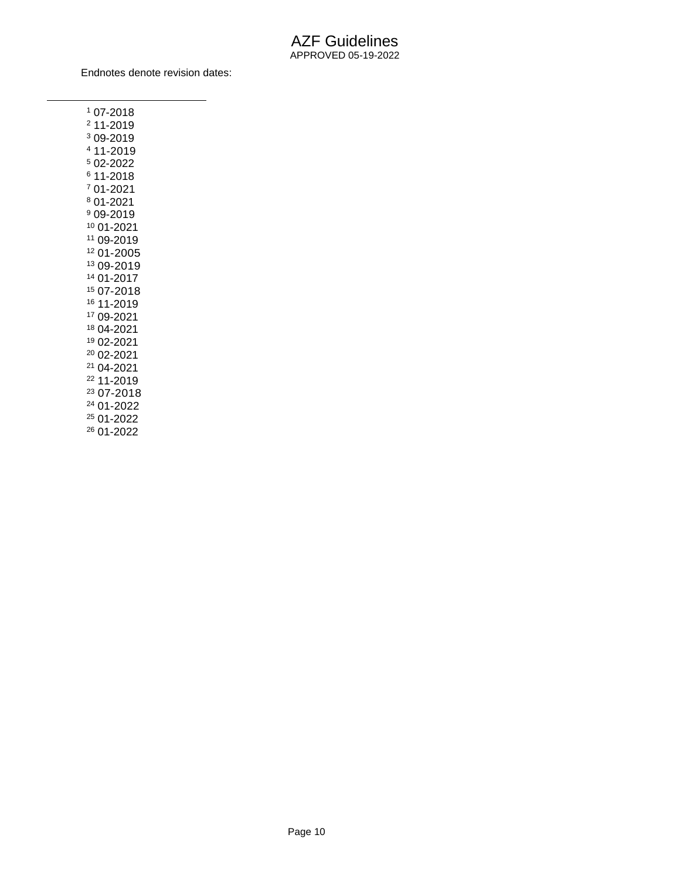Endnotes denote revision dates:

---

[1] 07-2018
[2] 11-2019
[3] 09-2019
[4] 11-2019
[5] 02-2022
[6] 11-2018
[7] 01-2021
[8] 01-2021
[9] 09-2019
[10] 01-2021
[11] 09-2019
[12] 01-2005
[13] 09-2019
[14] 01-2017
[15] 07-2018
[16] 11-2019
[17] 09-2021
[18] 04-2021
[19] 02-2021
[20] 02-2021
[21] 04-2021
[22] 11-2019
[23] 07-2018
[24] 01-2022
[25] 01-2022
[26] 01-2022